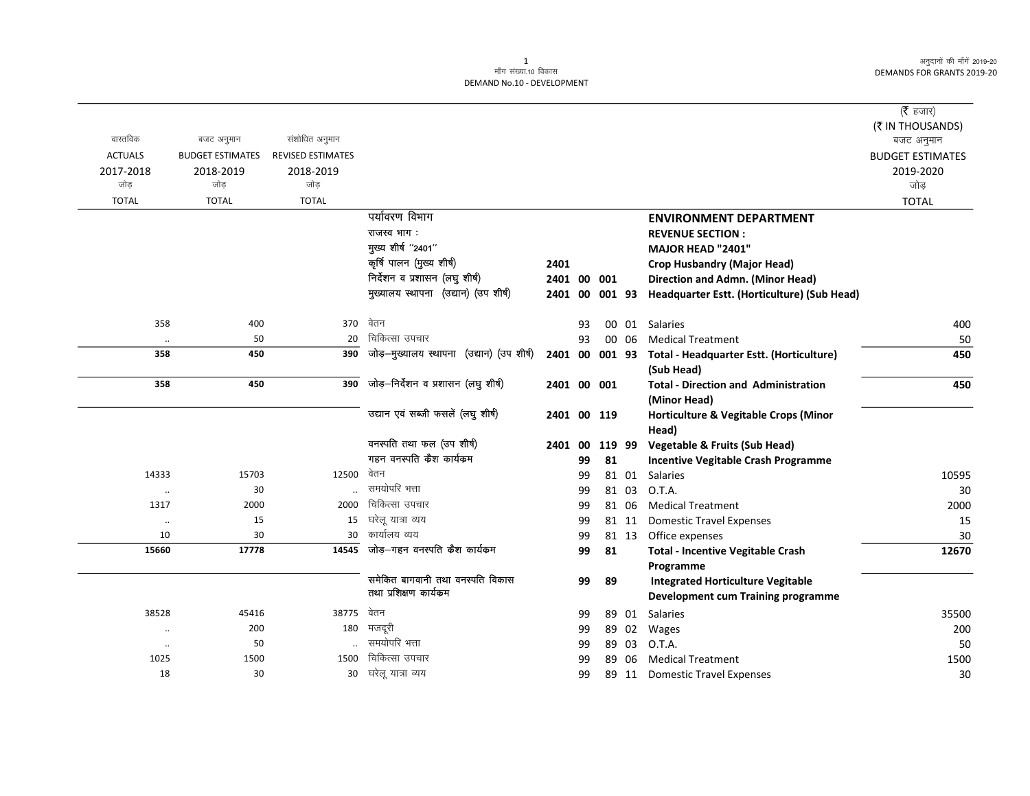मॉंग संख्या.10 विकास
DEMAND No.10 - DEVELOPMENT

अनुदानों की मॉंगें 2019-20
DEMANDS FOR GRANTS 2019-20

(₹ हजार)
(₹ IN THOUSANDS)

| वास्तविक ACTUALS 2017-2018 जोड़ TOTAL | बजट अनुमान BUDGET ESTIMATES 2018-2019 जोड़ TOTAL | संशोधित अनुमान REVISED ESTIMATES 2018-2019 जोड़ TOTAL | | | | | | | बजट अनुमान BUDGET ESTIMATES 2019-2020 जोड़ TOTAL |
|---|---|---|---|---|---|---|---|---|---|
| | | | पर्यावरण विभाग | | | | | **ENVIRONMENT DEPARTMENT** | |
| | | | राजस्व भाग : | | | | | **REVENUE SECTION :** | |
| | | | मुख्य शीर्ष "2401" | | | | | **MAJOR HEAD "2401"** | |
| | | | कृषि पालन (मुख्य शीर्ष) | 2401 | | | | **Crop Husbandry (Major Head)** | |
| | | | निर्देशन व प्रशासन (लघु शीर्ष) | 2401 | 00 | 001 | | **Direction and Admn. (Minor Head)** | |
| | | | मुख्यालय स्थापना (उद्यान) (उप शीर्ष) | 2401 | 00 | 001 | 93 | **Headquarter Estt. (Horticulture) (Sub Head)** | |
| 358 | 400 | 370 | वेतन | | 93 | 00 | 01 | Salaries | 400 |
| .. | 50 | 20 | चिकित्सा उपचार | | 93 | 00 | 06 | Medical Treatment | 50 |
| **358** | **450** | **390** | जोड़–मुख्यालय स्थापना (उद्यान) (उप शीर्ष) | 2401 | 00 | 001 | 93 | **Total - Headquarter Estt. (Horticulture) (Sub Head)** | **450** |
| **358** | **450** | **390** | जोड़–निर्देशन व प्रशासन (लघु शीर्ष) | 2401 | 00 | 001 | | **Total - Direction and Administration (Minor Head)** | **450** |
| | | | उद्यान एवं सब्जी फसलें (लघु शीर्ष) | 2401 | 00 | 119 | | **Horticulture & Vegitable Crops (Minor Head)** | |
| | | | वनस्पति तथा फल (उप शीर्ष) | 2401 | 00 | 119 | 99 | **Vegetable & Fruits (Sub Head)** | |
| | | | गहन वनस्पति कैश कार्यक्रम | | 99 | 81 | | **Incentive Vegitable Crash Programme** | |
| 14333 | 15703 | 12500 | वेतन | | 99 | 81 | 01 | Salaries | 10595 |
| .. | 30 | .. | समयोपरि भत्ता | | 99 | 81 | 03 | O.T.A. | 30 |
| 1317 | 2000 | 2000 | चिकित्सा उपचार | | 99 | 81 | 06 | Medical Treatment | 2000 |
| .. | 15 | 15 | घरेलू यात्रा व्यय | | 99 | 81 | 11 | Domestic Travel Expenses | 15 |
| 10 | 30 | 30 | कार्यालय व्यय | | 99 | 81 | 13 | Office expenses | 30 |
| **15660** | **17778** | **14545** | जोड़–गहन वनस्पति कैश कार्यक्रम | | 99 | 81 | | **Total - Incentive Vegitable Crash Programme** | **12670** |
| | | | समेकित बागवानी तथा वनस्पति विकास तथा प्रशिक्षण कार्यक्रम | | 99 | 89 | | **Integrated Horticulture Vegitable Development cum Training programme** | |
| 38528 | 45416 | 38775 | वेतन | | 99 | 89 | 01 | Salaries | 35500 |
| .. | 200 | 180 | मजदूरी | | 99 | 89 | 02 | Wages | 200 |
| .. | 50 | .. | समयोपरि भत्ता | | 99 | 89 | 03 | O.T.A. | 50 |
| 1025 | 1500 | 1500 | चिकित्सा उपचार | | 99 | 89 | 06 | Medical Treatment | 1500 |
| 18 | 30 | 30 | घरेलू यात्रा व्यय | | 99 | 89 | 11 | Domestic Travel Expenses | 30 |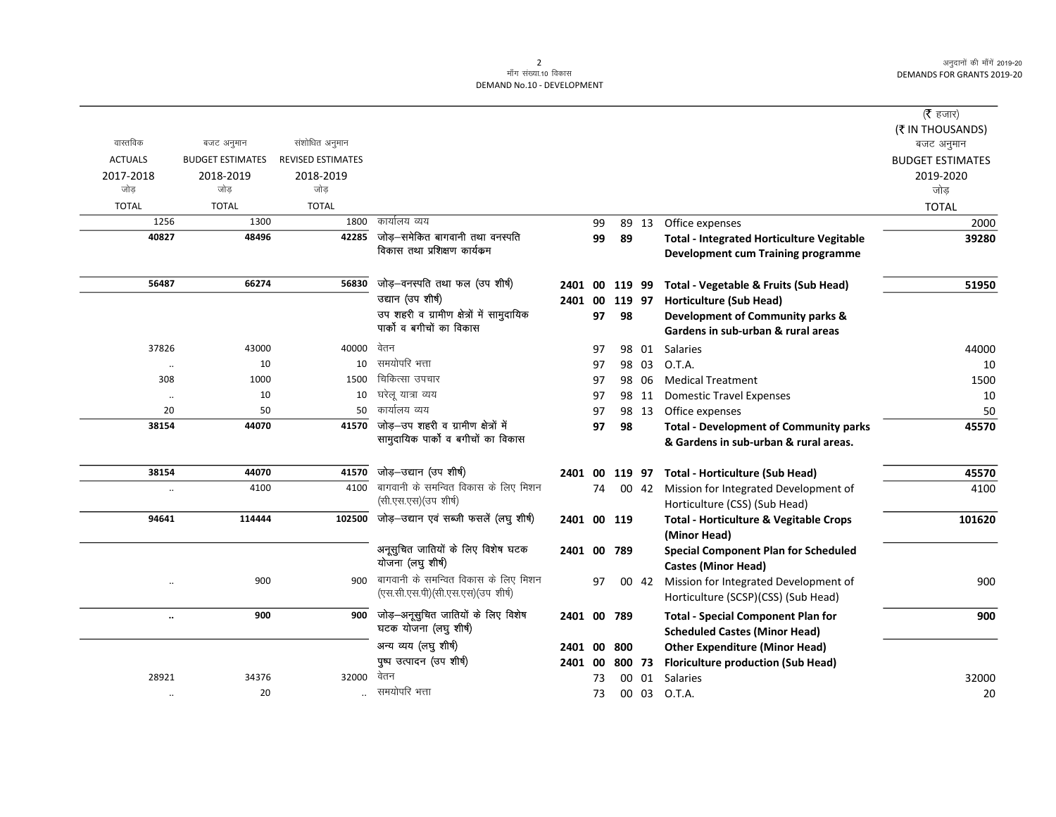मॉंग संख्या.10 विकास
DEMAND No.10 - DEVELOPMENT

अनुदानों की माँगें 2019-20
DEMANDS FOR GRANTS 2019-20

(₹ हजार)
(₹ IN THOUSANDS)

| वास्तविक ACTUALS 2017-2018 जोड़ TOTAL | बजट अनुमान BUDGET ESTIMATES 2018-2019 जोड़ TOTAL | संशोधित अनुमान REVISED ESTIMATES 2018-2019 जोड़ TOTAL | | | | | | | | बजट अनुमान BUDGET ESTIMATES 2019-2020 जोड़ TOTAL |
|---|---|---|---|---|---|---|---|---|---|---|
| 1256 | 1300 | 1800 | कार्यालय व्यय | | | 99 | 89 | 13 | Office expenses | 2000 |
| **40827** | **48496** | **42285** | **जोड़–समेकित बागवानी तथा वनस्पति विकास तथा प्रशिक्षण कार्यक्रम** | | | **99** | **89** | | **Total - Integrated Horticulture Vegitable Development cum Training programme** | **39280** |
| **56487** | **66274** | **56830** | **जोड़–वनस्पति तथा फल (उप शीर्ष)** | **2401** | **00** | **119** | **99** | | **Total - Vegetable & Fruits (Sub Head)** | **51950** |
| | | | **उद्यान (उप शीर्ष)** | **2401** | **00** | **119** | **97** | | **Horticulture (Sub Head)** | |
| | | | **उप शहरी व ग्रामीण क्षेत्रों में सामुदायिक पार्कों व बगीचों का विकास** | | | **97** | **98** | | **Development of Community parks & Gardens in sub-urban & rural areas** | |
| 37826 | 43000 | 40000 | वेतन | | | 97 | 98 | 01 | Salaries | 44000 |
| .. | 10 | 10 | समयोपरि भत्ता | | | 97 | 98 | 03 | O.T.A. | 10 |
| 308 | 1000 | 1500 | चिकित्सा उपचार | | | 97 | 98 | 06 | Medical Treatment | 1500 |
| .. | 10 | 10 | घरेलू यात्रा व्यय | | | 97 | 98 | 11 | Domestic Travel Expenses | 10 |
| 20 | 50 | 50 | कार्यालय व्यय | | | 97 | 98 | 13 | Office expenses | 50 |
| **38154** | **44070** | **41570** | **जोड़–उप शहरी व ग्रामीण क्षेत्रों में सामुदायिक पार्कों व बगीचों का विकास** | | | **97** | **98** | | **Total - Development of Community parks & Gardens in sub-urban & rural areas.** | **45570** |
| **38154** | **44070** | **41570** | **जोड़–उद्यान (उप शीर्ष)** | **2401** | **00** | **119** | **97** | | **Total - Horticulture (Sub Head)** | **45570** |
| .. | 4100 | 4100 | बागवानी के समन्वित विकास के लिए मिशन (सी.एस.एस)(उप शीर्ष) | | | 74 | 00 | 42 | Mission for Integrated Development of Horticulture (CSS) (Sub Head) | 4100 |
| **94641** | **114444** | **102500** | **जोड़–उद्यान एवं सब्जी फसलें (लघु शीर्ष)** | **2401** | **00** | **119** | | | **Total - Horticulture & Vegitable Crops (Minor Head)** | **101620** |
| | | | **अनूसुचित जातियों के लिए विशेष घटक योजना (लघु शीर्ष)** | **2401** | **00** | **789** | | | **Special Component Plan for Scheduled Castes (Minor Head)** | |
| .. | 900 | 900 | बागवानी के समन्वित विकास के लिए मिशन (एस.सी.एस.पी)(सी.एस.एस)(उप शीर्ष) | | | 97 | 00 | 42 | Mission for Integrated Development of Horticulture (SCSP)(CSS) (Sub Head) | 900 |
| **..** | **900** | **900** | **जोड़–अनूसुचित जातियों के लिए विशेष घटक योजना (लघु शीर्ष)** | **2401** | **00** | **789** | | | **Total - Special Component Plan for Scheduled Castes (Minor Head)** | **900** |
| | | | **अन्य व्यय (लघु शीर्ष)** | **2401** | **00** | **800** | | | **Other Expenditure (Minor Head)** | |
| | | | **पुष्प उत्पादन (उप शीर्ष)** | **2401** | **00** | **800** | **73** | | **Floriculture production (Sub Head)** | |
| 28921 | 34376 | 32000 | वेतन | | | 73 | 00 | 01 | Salaries | 32000 |
| .. | 20 | .. | समयोपरि भत्ता | | | 73 | 00 | 03 | O.T.A. | 20 |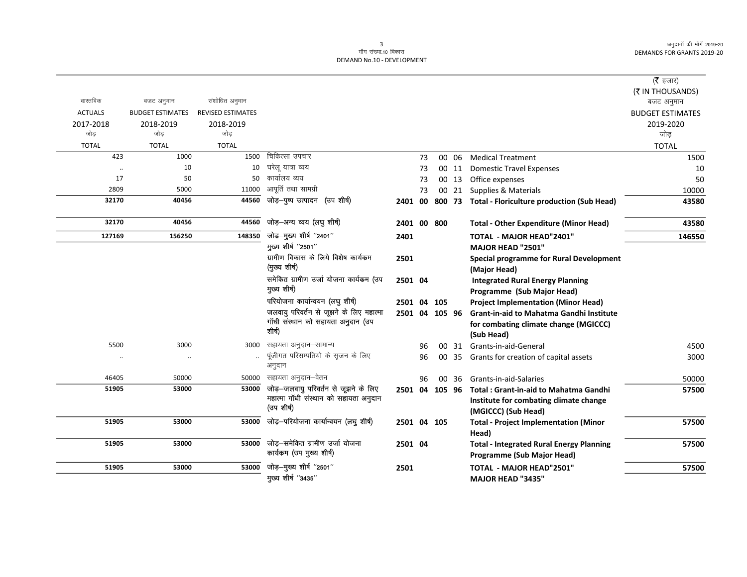माँग संख्या.10 विकास
DEMAND No.10 - DEVELOPMENT

| वास्तविक ACTUALS 2017-2018 जोड़ TOTAL | बजट अनुमान BUDGET ESTIMATES 2018-2019 जोड़ TOTAL | संशोधित अनुमान REVISED ESTIMATES 2018-2019 जोड़ TOTAL | | | | (₹ हजार) (₹ IN THOUSANDS) बजट अनुमान BUDGET ESTIMATES 2019-2020 जोड़ TOTAL |
|---|---|---|---|---|---|---|
| 423 | 1000 | 1500 | चिकित्सा उपचार | 73 00 06 | Medical Treatment | 1500 |
| .. | 10 | 10 | घरेलू यात्रा व्यय | 73 00 11 | Domestic Travel Expenses | 10 |
| 17 | 50 | 50 | कार्यालय व्यय | 73 00 13 | Office expenses | 50 |
| 2809 | 5000 | 11000 | आपूर्ति तथा सामग्री | 73 00 21 | Supplies & Materials | 10000 |
| **32170** | **40456** | **44560** | **जोड़–पुष्प उत्पादन (उप शीर्ष)** | **2401 00 800 73** | **Total - Floriculture production (Sub Head)** | **43580** |
| **32170** | **40456** | **44560** | **जोड़–अन्य व्यय (लघु शीर्ष)** | **2401 00 800** | **Total - Other Expenditure (Minor Head)** | **43580** |
| **127169** | **156250** | **148350** | **जोड़–मुख्य शीर्ष "2401"** | **2401** | **TOTAL - MAJOR HEAD"2401"** | **146550** |
| | | | मुख्य शीर्ष "2501" | | **MAJOR HEAD "2501"** | |
| | | | ग्रामीण विकास के लिये विशेष कार्यक्रम (मुख्य शीर्ष) | **2501** | **Special programme for Rural Development (Major Head)** | |
| | | | समेकित ग्रामीण उर्जा योजना कार्यक्रम (उप मुख्य शीर्ष) | **2501 04** | **Integrated Rural Energy Planning Programme (Sub Major Head)** | |
| | | | परियोजना कार्यान्वयन (लघु शीर्ष) | **2501 04 105** | **Project Implementation (Minor Head)** | |
| | | | जलवायु परिवर्तन से जूझने के लिए महात्मा गॉधी संस्थान को सहायता अनुदान (उप शीर्ष) | **2501 04 105 96** | **Grant-in-aid to Mahatma Gandhi Institute for combating climate change (MGICCC) (Sub Head)** | |
| 5500 | 3000 | 3000 | सहायता अनुदान–सामान्य | 96 00 31 | Grants-in-aid-General | 4500 |
| .. | .. | .. | पूंजीगत परिसम्पतियो के सृजन के लिए अनुदान | 96 00 35 | Grants for creation of capital assets | 3000 |
| 46405 | 50000 | 50000 | सहायता अनुदान–वेतन | 96 00 36 | Grants-in-aid-Salaries | 50000 |
| **51905** | **53000** | **53000** | **जोड़–जलवायु परिवर्तन से जूझने के लिए महात्मा गॉधी संस्थान को सहायता अनुदान (उप शीर्ष)** | **2501 04 105 96** | **Total : Grant-in-aid to Mahatma Gandhi Institute for combating climate change (MGICCC) (Sub Head)** | **57500** |
| **51905** | **53000** | **53000** | **जोड़–परियोजना कार्यान्वयन (लघु शीर्ष)** | **2501 04 105** | **Total - Project Implementation (Minor Head)** | **57500** |
| **51905** | **53000** | **53000** | **जोड़–समेकित ग्रामीण उर्जा योजना कार्यक्रम (उप मुख्य शीर्ष)** | **2501 04** | **Total - Integrated Rural Energy Planning Programme (Sub Major Head)** | **57500** |
| **51905** | **53000** | **53000** | **जोड़–मुख्य शीर्ष "2501"** | **2501** | **TOTAL - MAJOR HEAD"2501"** | **57500** |
| | | | मुख्य शीर्ष "3435" | | **MAJOR HEAD "3435"** | |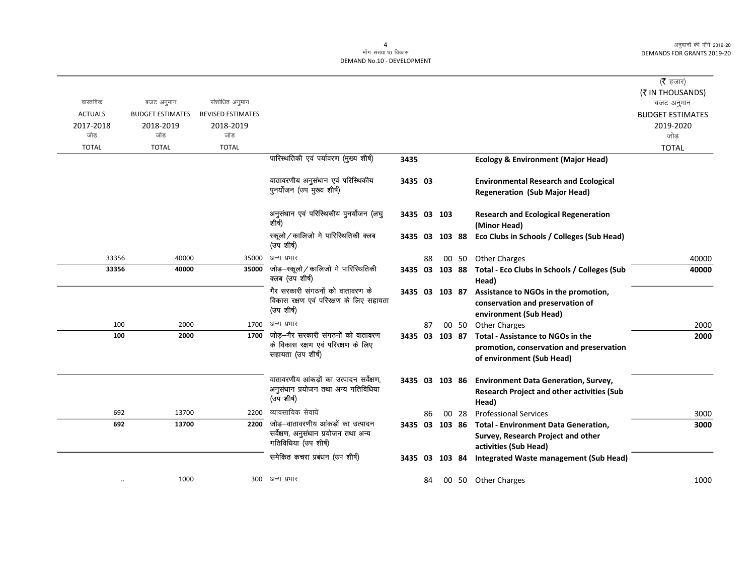| वास्तविक ACTUALS 2017-2018 जोड़ TOTAL | बजट अनुमान BUDGET ESTIMATES 2018-2019 जोड़ TOTAL | संशोधित अनुमान REVISED ESTIMATES 2018-2019 जोड़ TOTAL | | | | (₹ हजार) (₹ IN THOUSANDS) बजट अनुमान BUDGET ESTIMATES 2019-2020 जोड़ TOTAL |
|---|---|---|---|---|---|---|
| | | | पारिस्थितिकी एवं पर्यावरण (मुख्य शीर्ष) | 3435 | **Ecology & Environment (Major Head)** | |
| | | | वातावरणीय अनुसंधान एवं परिस्थिकीय पुनर्योजन (उप मुख्य शीर्ष) | 3435 03 | **Environmental Research and Ecological Regeneration (Sub Major Head)** | |
| | | | अनुसंधान एवं परिस्थिकीय पुनर्योजन (लघु शीर्ष) | 3435 03 103 | **Research and Ecological Regeneration (Minor Head)** | |
| | | | स्कूलो / कालिजो मे पारिस्थितिकी क्लब (उप शीर्ष) | 3435 03 103 88 | **Eco Clubs in Schools / Colleges (Sub Head)** | |
| 33356 | 40000 | 35000 | अन्य प्रभार | 88 00 50 | Other Charges | 40000 |
| **33356** | **40000** | **35000** | जोड़–स्कूलो / कालिजो मे पारिस्थितिकी क्लब (उप शीर्ष) | 3435 03 103 88 | **Total - Eco Clubs in Schools / Colleges (Sub Head)** | **40000** |
| | | | गैर सरकारी संगठनों को वातावरण के विकास रक्षण एवं परिरक्षण के लिए सहायता (उप शीर्ष) | 3435 03 103 87 | **Assistance to NGOs in the promotion, conservation and preservation of environment (Sub Head)** | |
| 100 | 2000 | 1700 | अन्य प्रभार | 87 00 50 | Other Charges | 2000 |
| **100** | **2000** | **1700** | जोड़–गैर सरकारी संगठनों को वातावरण के विकास रक्षण एवं परिरक्षण के लिए सहायता (उप शीर्ष) | 3435 03 103 87 | **Total - Assistance to NGOs in the promotion, conservation and preservation of environment (Sub Head)** | **2000** |
| | | | वातावरणीय आंकड़ों का उत्पादन सर्वेक्षण, अनुसंधान प्रयोजन तथा अन्य गतिविधिया (उप शीर्ष) | 3435 03 103 86 | **Environment Data Generation, Survey, Research Project and other activities (Sub Head)** | |
| 692 | 13700 | 2200 | व्यावसायिक सेवायें | 86 00 28 | Professional Services | 3000 |
| **692** | **13700** | **2200** | जोड़–वातावरणीय आंकड़ों का उत्पादन सर्वेक्षण, अनुसंधान प्रयोजन तथा अन्य गतिविधिया (उप शीर्ष) | 3435 03 103 86 | **Total - Environment Data Generation, Survey, Research Project and other activities (Sub Head)** | **3000** |
| | | | समेकित कचरा प्रबंधन (उप शीर्ष) | 3435 03 103 84 | **Integrated Waste management (Sub Head)** | |
| .. | 1000 | 300 | अन्य प्रभार | 84 00 50 | Other Charges | 1000 |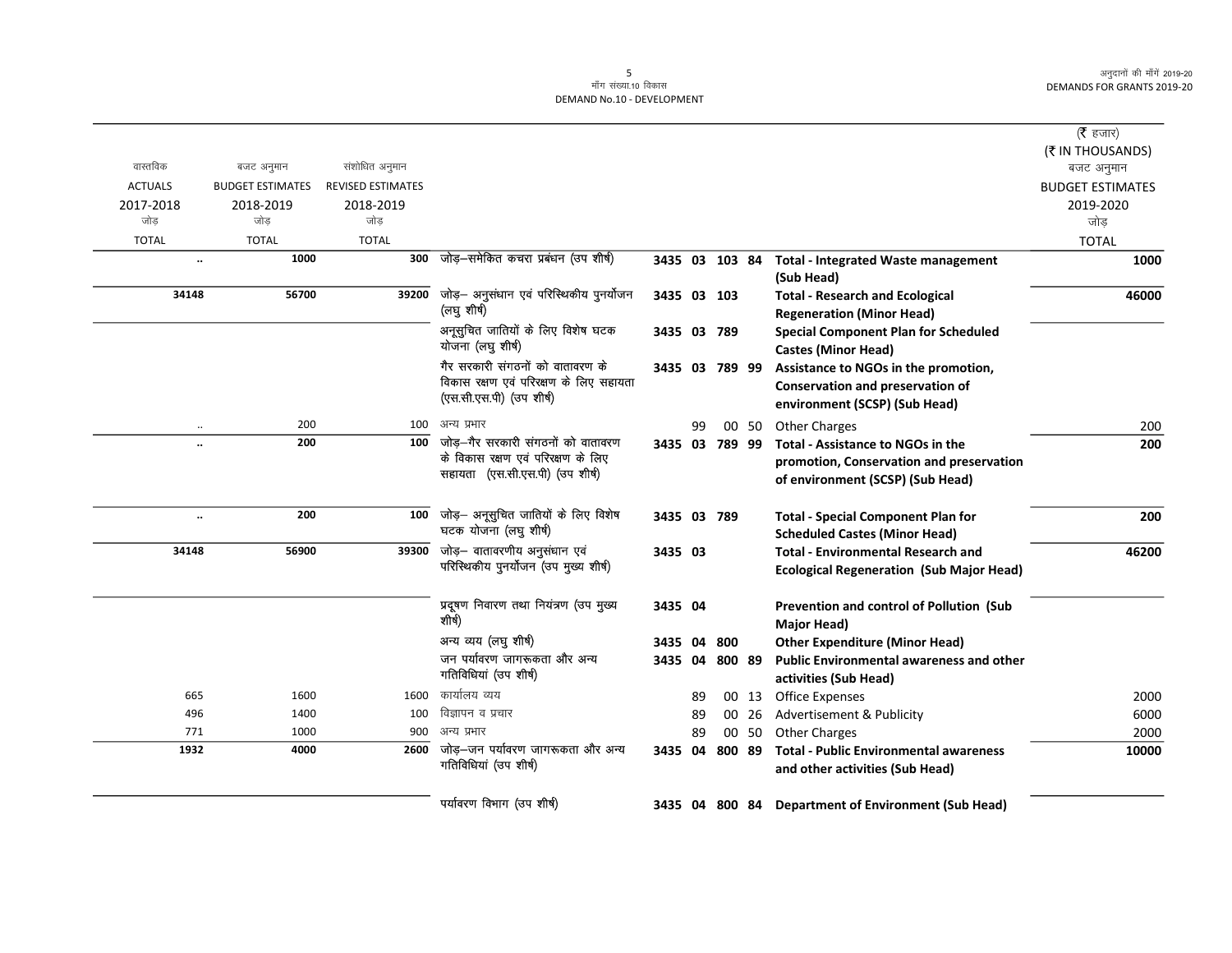मॉंग संख्या.10 विकास
DEMAND No.10 - DEVELOPMENT

| वास्तविक ACTUALS 2017-2018 जोड़ TOTAL | बजट अनुमान BUDGET ESTIMATES 2018-2019 जोड़ TOTAL | संशोधित अनुमान REVISED ESTIMATES 2018-2019 जोड़ TOTAL | | | | | | | (₹ हजार) (₹ IN THOUSANDS) बजट अनुमान BUDGET ESTIMATES 2019-2020 जोड़ TOTAL |
|---|---|---|---|---|---|---|---|---|---|
| .. | 1000 | 300 | जोड़–समेकित कचरा प्रबंधन (उप शीर्ष) | 3435 | 03 | 103 | 84 | **Total - Integrated Waste management (Sub Head)** | 1000 |
| 34148 | 56700 | 39200 | जोड़– अनुसंधान एवं परिस्थिकीय पुनर्योजन (लघु शीर्ष) | 3435 | 03 | 103 | | **Total - Research and Ecological Regeneration (Minor Head)** | 46000 |
| | | | अनूसुचित जातियों के लिए विशेष घटक योजना (लघु शीर्ष) | 3435 | 03 | 789 | | **Special Component Plan for Scheduled Castes (Minor Head)** | |
| | | | गैर सरकारी संगठनों को वातावरण के विकास रक्षण एवं परिरक्षण के लिए सहायता (एस.सी.एस.पी) (उप शीर्ष) | 3435 | 03 | 789 | 99 | **Assistance to NGOs in the promotion, Conservation and preservation of environment (SCSP) (Sub Head)** | |
| .. | 200 | 100 | अन्य प्रभार | | 99 | 00 | 50 | Other Charges | 200 |
| .. | 200 | 100 | जोड़–गैर सरकारी संगठनों को वातावरण के विकास रक्षण एवं परिरक्षण के लिए सहायता (एस.सी.एस.पी) (उप शीर्ष) | 3435 | 03 | 789 | 99 | **Total - Assistance to NGOs in the promotion, Conservation and preservation of environment (SCSP) (Sub Head)** | 200 |
| .. | 200 | 100 | जोड़– अनूसुचित जातियों के लिए विशेष घटक योजना (लघु शीर्ष) | 3435 | 03 | 789 | | **Total - Special Component Plan for Scheduled Castes (Minor Head)** | 200 |
| 34148 | 56900 | 39300 | जोड़– वातावरणीय अनुसंधान एवं परिस्थिकीय पुनर्योजन (उप मुख्य शीर्ष) | 3435 | 03 | | | **Total - Environmental Research and Ecological Regeneration (Sub Major Head)** | 46200 |
| | | | प्रदूषण निवारण तथा नियंत्रण (उप मुख्य शीर्ष) | 3435 | 04 | | | **Prevention and control of Pollution (Sub Major Head)** | |
| | | | अन्य व्यय (लघु शीर्ष) | 3435 | 04 | 800 | | **Other Expenditure (Minor Head)** | |
| | | | जन पर्यावरण जागरूकता और अन्य गतिविधियां (उप शीर्ष) | 3435 | 04 | 800 | 89 | **Public Environmental awareness and other activities (Sub Head)** | |
| 665 | 1600 | 1600 | कार्यालय व्यय | | 89 | 00 | 13 | Office Expenses | 2000 |
| 496 | 1400 | 100 | विज्ञापन व प्रचार | | 89 | 00 | 26 | Advertisement & Publicity | 6000 |
| 771 | 1000 | 900 | अन्य प्रभार | | 89 | 00 | 50 | Other Charges | 2000 |
| 1932 | 4000 | 2600 | जोड़–जन पर्यावरण जागरूकता और अन्य गतिविधियां (उप शीर्ष) | 3435 | 04 | 800 | 89 | **Total - Public Environmental awareness and other activities (Sub Head)** | 10000 |
| | | | पर्यावरण विभाग (उप शीर्ष) | 3435 | 04 | 800 | 84 | **Department of Environment (Sub Head)** | |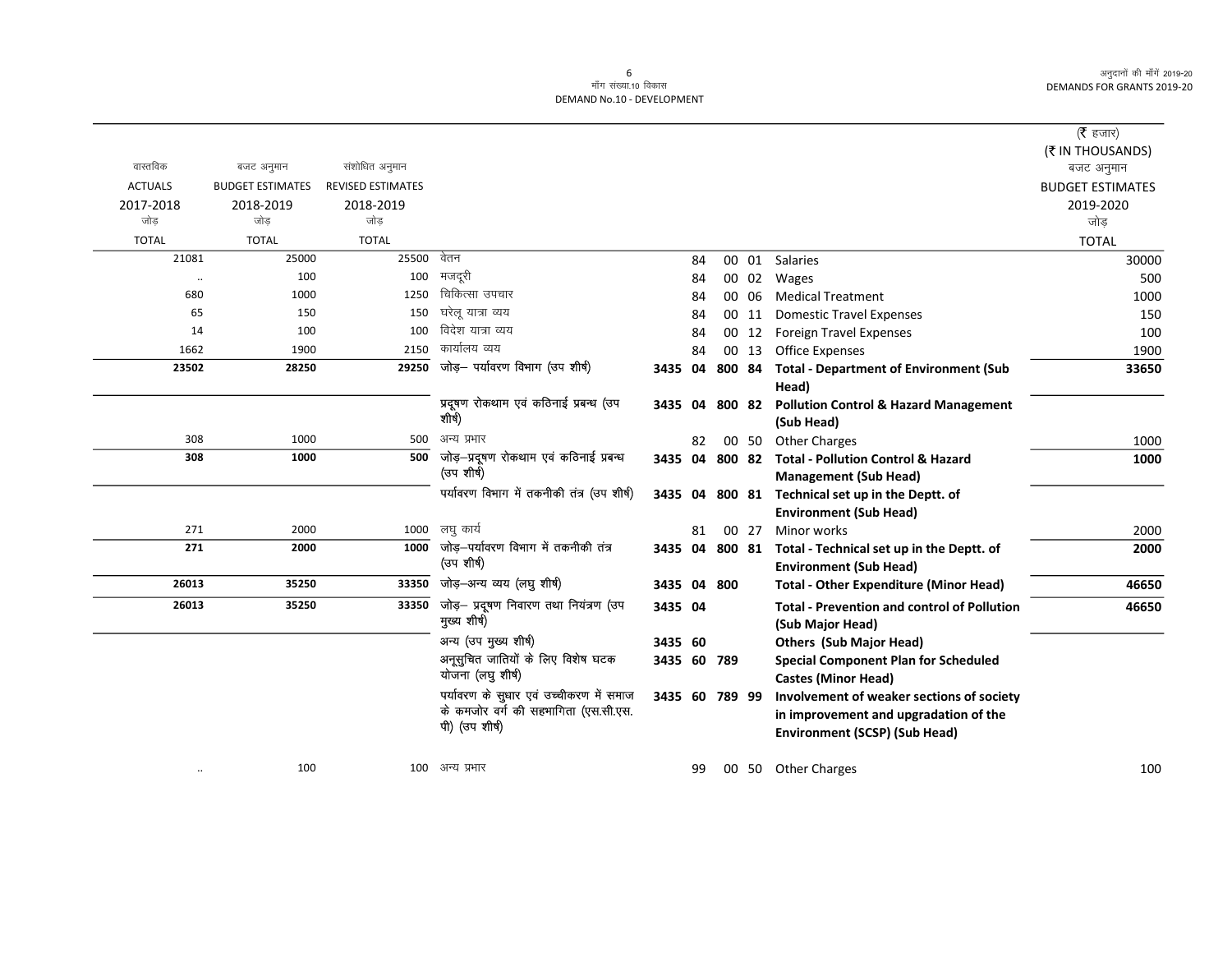मॉंग संख्या.10 विकास
DEMAND No.10 - DEVELOPMENT

(₹ हजार)
(₹ IN THOUSANDS)

| वास्तविक ACTUALS 2017-2018 जोड़ TOTAL | बजट अनुमान BUDGET ESTIMATES 2018-2019 जोड़ TOTAL | संशोधित अनुमान REVISED ESTIMATES 2018-2019 जोड़ TOTAL | | | | बजट अनुमान BUDGET ESTIMATES 2019-2020 जोड़ TOTAL |
|---|---|---|---|---|---|---|
| 21081 | 25000 | 25500 | वेतन | 84 00 01 | Salaries | 30000 |
| .. | 100 | 100 | मजदूरी | 84 00 02 | Wages | 500 |
| 680 | 1000 | 1250 | चिकित्सा उपचार | 84 00 06 | Medical Treatment | 1000 |
| 65 | 150 | 150 | घरेलू यात्रा व्यय | 84 00 11 | Domestic Travel Expenses | 150 |
| 14 | 100 | 100 | विदेश यात्रा व्यय | 84 00 12 | Foreign Travel Expenses | 100 |
| 1662 | 1900 | 2150 | कार्यालय व्यय | 84 00 13 | Office Expenses | 1900 |
| **23502** | **28250** | **29250** | **जोड़– पर्यावरण विभाग (उप शीर्ष)** | **3435 04 800 84** | **Total - Department of Environment (Sub Head)** | **33650** |
| | | | प्रदूषण रोकथाम एवं कठिनाई प्रबन्ध (उप शीर्ष) | **3435 04 800 82** | **Pollution Control & Hazard Management (Sub Head)** | |
| 308 | 1000 | 500 | अन्य प्रभार | 82 00 50 | Other Charges | 1000 |
| **308** | **1000** | **500** | **जोड़–प्रदूषण रोकथाम एवं कठिनाई प्रबन्ध (उप शीर्ष)** | **3435 04 800 82** | **Total - Pollution Control & Hazard Management (Sub Head)** | **1000** |
| | | | पर्यावरण विभाग में तकनीकी तंत्र (उप शीर्ष) | **3435 04 800 81** | **Technical set up in the Deptt. of Environment (Sub Head)** | |
| 271 | 2000 | 1000 | लघु कार्य | 81 00 27 | Minor works | 2000 |
| **271** | **2000** | **1000** | **जोड़–पर्यावरण विभाग में तकनीकी तंत्र (उप शीर्ष)** | **3435 04 800 81** | **Total - Technical set up in the Deptt. of Environment (Sub Head)** | **2000** |
| **26013** | **35250** | **33350** | **जोड़–अन्य व्यय (लघु शीर्ष)** | **3435 04 800** | **Total - Other Expenditure (Minor Head)** | **46650** |
| **26013** | **35250** | **33350** | **जोड़– प्रदूषण निवारण तथा नियंत्रण (उप मुख्य शीर्ष)** | **3435 04** | **Total - Prevention and control of Pollution (Sub Major Head)** | **46650** |
| | | | अन्य (उप मुख्य शीर्ष) | **3435 60** | **Others (Sub Major Head)** | |
| | | | अनूसुचित जातियों के लिए विशेष घटक योजना (लघु शीर्ष) | **3435 60 789** | **Special Component Plan for Scheduled Castes (Minor Head)** | |
| | | | पर्यावरण के सुधार एवं उच्चीकरण में समाज के कमजोर वर्ग की सहभागिता (एस.सी.एस.पी) (उप शीर्ष) | **3435 60 789 99** | **Involvement of weaker sections of society in improvement and upgradation of the Environment (SCSP) (Sub Head)** | |
| .. | 100 | 100 | अन्य प्रभार | 99 00 50 | Other Charges | 100 |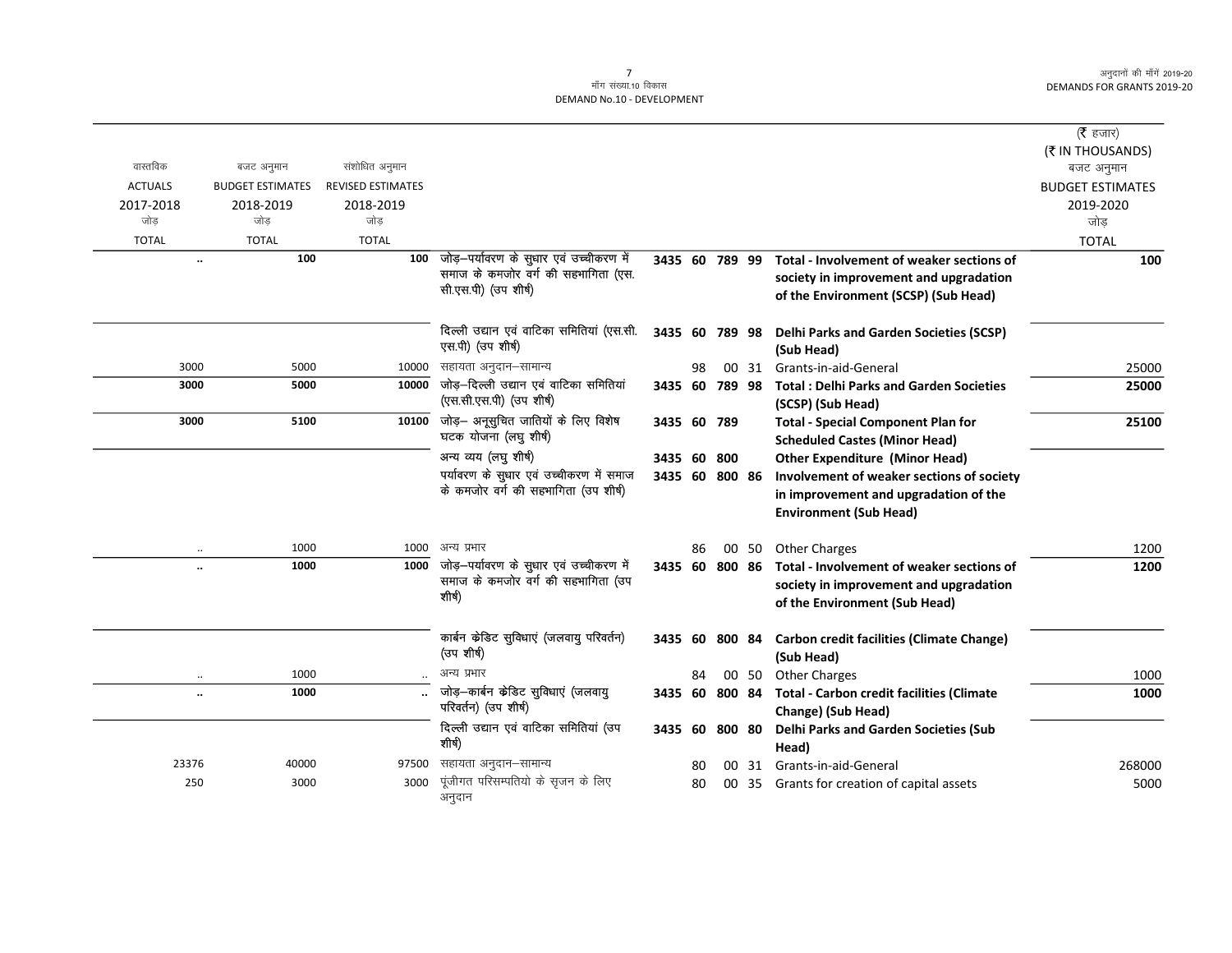मॉंग संख्या.10 विकास
DEMAND No.10 - DEVELOPMENT

(₹ हजार)
(₹ IN THOUSANDS)

| वास्तविक ACTUALS 2017-2018 जोड़ TOTAL | बजट अनुमान BUDGET ESTIMATES 2018-2019 जोड़ TOTAL | संशोधित अनुमान REVISED ESTIMATES 2018-2019 जोड़ TOTAL | | | | | | | बजट अनुमान BUDGET ESTIMATES 2019-2020 जोड़ TOTAL |
|---|---|---|---|---|---|---|---|---|---|
| .. | **100** | **100** | जोड़–पर्यावरण के सुधार एवं उच्चीकरण में समाज के कमजोर वर्ग की सहभागिता (एस.सी.एस.पी) (उप शीर्ष) | **3435** | **60** | **789** | **99** | **Total - Involvement of weaker sections of society in improvement and upgradation of the Environment (SCSP) (Sub Head)** | **100** |
| | | | दिल्ली उद्यान एवं वाटिका समितियां (एस.सी.एस.पी) (उप शीर्ष) | **3435** | **60** | **789** | **98** | **Delhi Parks and Garden Societies (SCSP) (Sub Head)** | |
| 3000 | 5000 | 10000 | सहायता अनुदान–सामान्य | | 98 | 00 | 31 | Grants-in-aid-General | 25000 |
| **3000** | **5000** | **10000** | जोड़–दिल्ली उद्यान एवं वाटिका समितियां (एस.सी.एस.पी) (उप शीर्ष) | **3435** | **60** | **789** | **98** | **Total : Delhi Parks and Garden Societies (SCSP) (Sub Head)** | **25000** |
| **3000** | **5100** | **10100** | जोड़– अनूसुचित जातियों के लिए विशेष घटक योजना (लघु शीर्ष) | **3435** | **60** | **789** | | **Total - Special Component Plan for Scheduled Castes (Minor Head)** | **25100** |
| | | | अन्य व्यय (लघु शीर्ष) | **3435** | **60** | **800** | | **Other Expenditure (Minor Head)** | |
| | | | पर्यावरण के सुधार एवं उच्चीकरण में समाज के कमजोर वर्ग की सहभागिता (उप शीर्ष) | **3435** | **60** | **800** | **86** | **Involvement of weaker sections of society in improvement and upgradation of the Environment (Sub Head)** | |
| .. | 1000 | 1000 | अन्य प्रभार | | 86 | 00 | 50 | Other Charges | 1200 |
| .. | **1000** | **1000** | जोड़–पर्यावरण के सुधार एवं उच्चीकरण में समाज के कमजोर वर्ग की सहभागिता (उप शीर्ष) | **3435** | **60** | **800** | **86** | **Total - Involvement of weaker sections of society in improvement and upgradation of the Environment (Sub Head)** | **1200** |
| | | | कार्बन क्रेडिट सुविधाएं (जलवायु परिवर्तन) (उप शीर्ष) | **3435** | **60** | **800** | **84** | **Carbon credit facilities (Climate Change) (Sub Head)** | |
| .. | 1000 | .. | अन्य प्रभार | | 84 | 00 | 50 | Other Charges | 1000 |
| .. | **1000** | .. | जोड़–कार्बन क्रेडिट सुविधाएं (जलवायु परिवर्तन) (उप शीर्ष) | **3435** | **60** | **800** | **84** | **Total - Carbon credit facilities (Climate Change) (Sub Head)** | **1000** |
| | | | दिल्ली उद्यान एवं वाटिका समितियां (उप शीर्ष) | **3435** | **60** | **800** | **80** | **Delhi Parks and Garden Societies (Sub Head)** | |
| 23376 | 40000 | 97500 | सहायता अनुदान–सामान्य | | 80 | 00 | 31 | Grants-in-aid-General | 268000 |
| 250 | 3000 | 3000 | पूंजीगत परिसम्पतियो के सृजन के लिए अनुदान | | 80 | 00 | 35 | Grants for creation of capital assets | 5000 |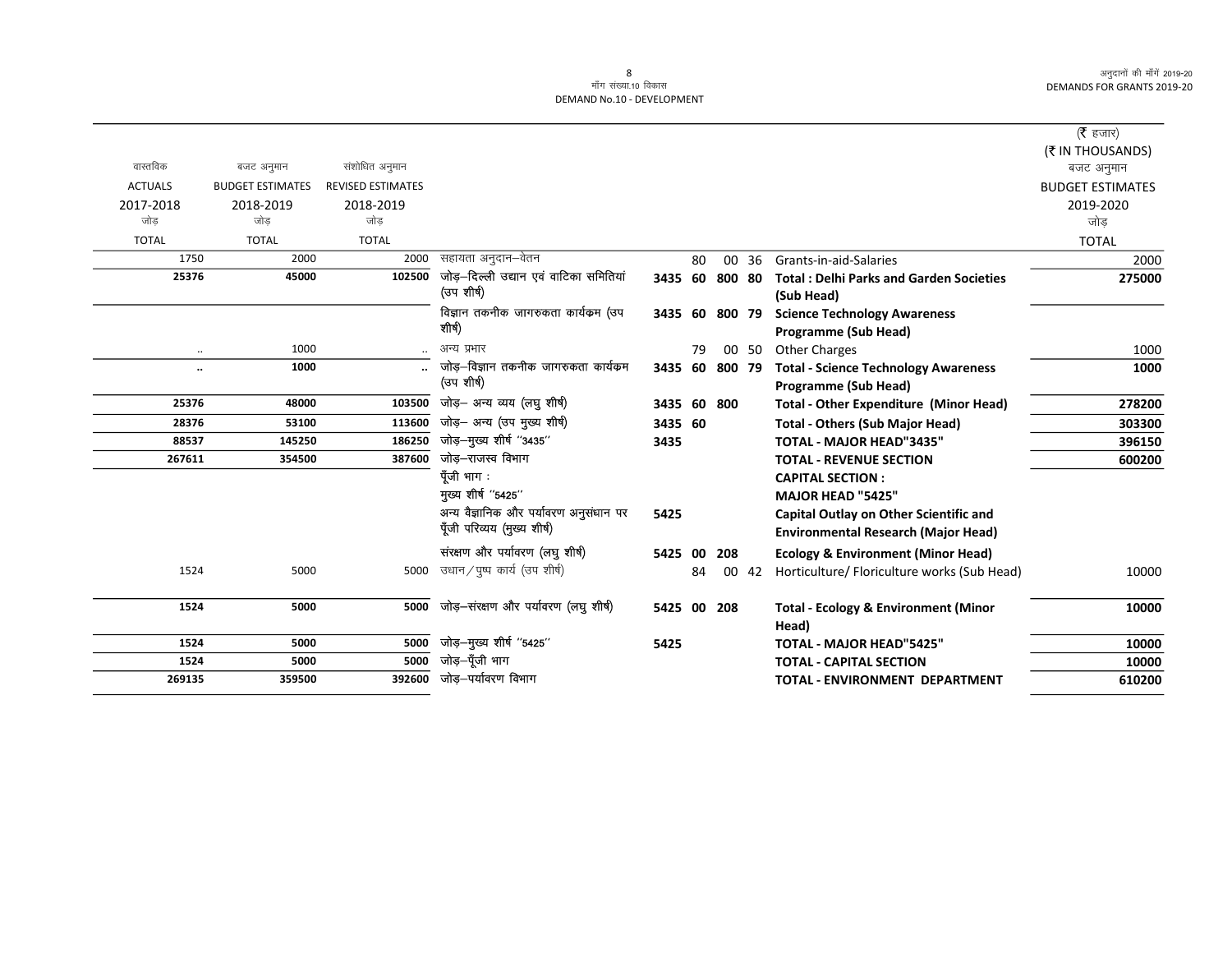# मॉंग संख्या.10 विकास
# DEMAND No.10 - DEVELOPMENT

(₹ हजार)
(₹ IN THOUSANDS)

| वास्तविक ACTUALS 2017-2018 जोड़ TOTAL | बजट अनुमान BUDGET ESTIMATES 2018-2019 जोड़ TOTAL | संशोधित अनुमान REVISED ESTIMATES 2018-2019 जोड़ TOTAL | | | | | | | | बजट अनुमान BUDGET ESTIMATES 2019-2020 जोड़ TOTAL |
|---|---|---|---|---|---|---|---|---|---|---|
| 1750 | 2000 | 2000 | सहायता अनुदान–वेतन | | 80 | 00 | 36 | Grants-in-aid-Salaries | | 2000 |
| **25376** | **45000** | **102500** | **जोड़–दिल्ली उद्यान एवं वाटिका समितियां (उप शीर्ष)** | **3435** | **60** | **800** | **80** | **Total : Delhi Parks and Garden Societies (Sub Head)** | | **275000** |
| | | | **विज्ञान तकनीक जागरुकता कार्यक्रम (उप शीर्ष)** | **3435** | **60** | **800** | **79** | **Science Technology Awareness Programme (Sub Head)** | | |
| .. | 1000 | .. | अन्य प्रभार | | 79 | 00 | 50 | Other Charges | | 1000 |
| **..** | **1000** | **..** | **जोड़–विज्ञान तकनीक जागरुकता कार्यक्रम (उप शीर्ष)** | **3435** | **60** | **800** | **79** | **Total - Science Technology Awareness Programme (Sub Head)** | | **1000** |
| **25376** | **48000** | **103500** | **जोड़– अन्य व्यय (लघु शीर्ष)** | **3435** | **60** | **800** | | **Total - Other Expenditure (Minor Head)** | | **278200** |
| **28376** | **53100** | **113600** | **जोड़– अन्य (उप मुख्य शीर्ष)** | **3435** | **60** | | | **Total - Others (Sub Major Head)** | | **303300** |
| **88537** | **145250** | **186250** | **जोड़–मुख्य शीर्ष "3435"** | **3435** | | | | **TOTAL - MAJOR HEAD"3435"** | | **396150** |
| **267611** | **354500** | **387600** | **जोड़–राजस्व विभाग** | | | | | **TOTAL - REVENUE SECTION** | | **600200** |
| | | | **पूँजी भाग :** | | | | | **CAPITAL SECTION :** | | |
| | | | **मुख्य शीर्ष "5425"** | | | | | **MAJOR HEAD "5425"** | | |
| | | | **अन्य वैज्ञानिक और पर्यावरण अनुसंधान पर पूँजी परिव्यय (मुख्य शीर्ष)** | **5425** | | | | **Capital Outlay on Other Scientific and Environmental Research (Major Head)** | | |
| | | | **संरक्षण और पर्यावरण (लघु शीर्ष)** | **5425** | **00** | **208** | | **Ecology & Environment (Minor Head)** | | |
| 1524 | 5000 | 5000 | उद्यान / पुष्प कार्य (उप शीर्ष) | | 84 | 00 | 42 | Horticulture/ Floriculture works (Sub Head) | | 10000 |
| **1524** | **5000** | **5000** | **जोड़–संरक्षण और पर्यावरण (लघु शीर्ष)** | **5425** | **00** | **208** | | **Total - Ecology & Environment (Minor Head)** | | **10000** |
| **1524** | **5000** | **5000** | **जोड़–मुख्य शीर्ष "5425"** | **5425** | | | | **TOTAL - MAJOR HEAD"5425"** | | **10000** |
| **1524** | **5000** | **5000** | **जोड़–पूँजी भाग** | | | | | **TOTAL - CAPITAL SECTION** | | **10000** |
| **269135** | **359500** | **392600** | **जोड़–पर्यावरण विभाग** | | | | | **TOTAL - ENVIRONMENT DEPARTMENT** | | **610200** |